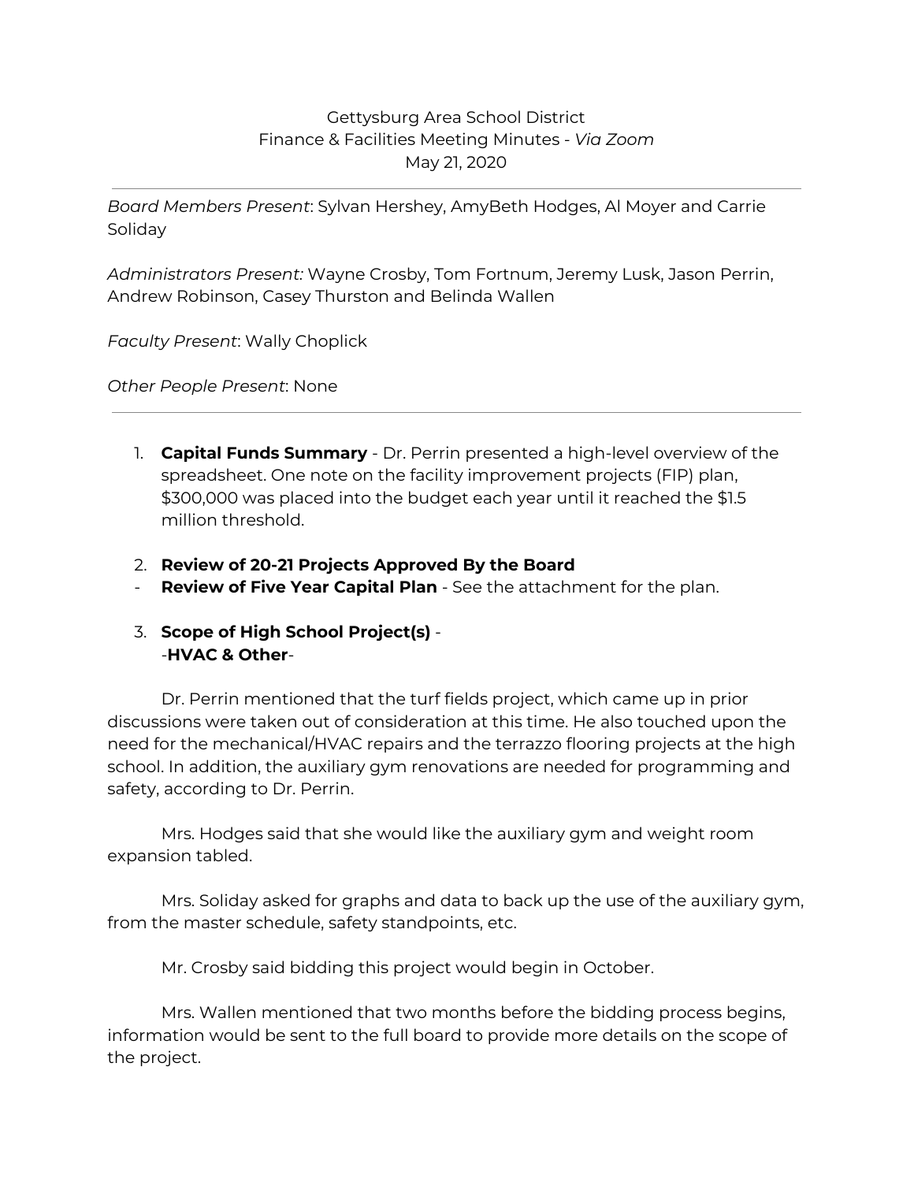Gettysburg Area School District
Finance & Facilities Meeting Minutes - *Via Zoom*
May 21, 2020

---

*Board Members Present*: Sylvan Hershey, AmyBeth Hodges, Al Moyer and Carrie Soliday

*Administrators Present:* Wayne Crosby, Tom Fortnum, Jeremy Lusk, Jason Perrin, Andrew Robinson, Casey Thurston and Belinda Wallen

*Faculty Present*: Wally Choplick

*Other People Present*: None

---

1. **Capital Funds Summary** - Dr. Perrin presented a high-level overview of the spreadsheet. One note on the facility improvement projects (FIP) plan, $300,000 was placed into the budget each year until it reached the $1.5 million threshold.

2. **Review of 20-21 Projects Approved By the Board**

- **Review of Five Year Capital Plan** - See the attachment for the plan.

3. **Scope of High School Project(s)** -
   -**HVAC & Other**-

Dr. Perrin mentioned that the turf fields project, which came up in prior discussions were taken out of consideration at this time. He also touched upon the need for the mechanical/HVAC repairs and the terrazzo flooring projects at the high school. In addition, the auxiliary gym renovations are needed for programming and safety, according to Dr. Perrin.

Mrs. Hodges said that she would like the auxiliary gym and weight room expansion tabled.

Mrs. Soliday asked for graphs and data to back up the use of the auxiliary gym, from the master schedule, safety standpoints, etc.

Mr. Crosby said bidding this project would begin in October.

Mrs. Wallen mentioned that two months before the bidding process begins, information would be sent to the full board to provide more details on the scope of the project.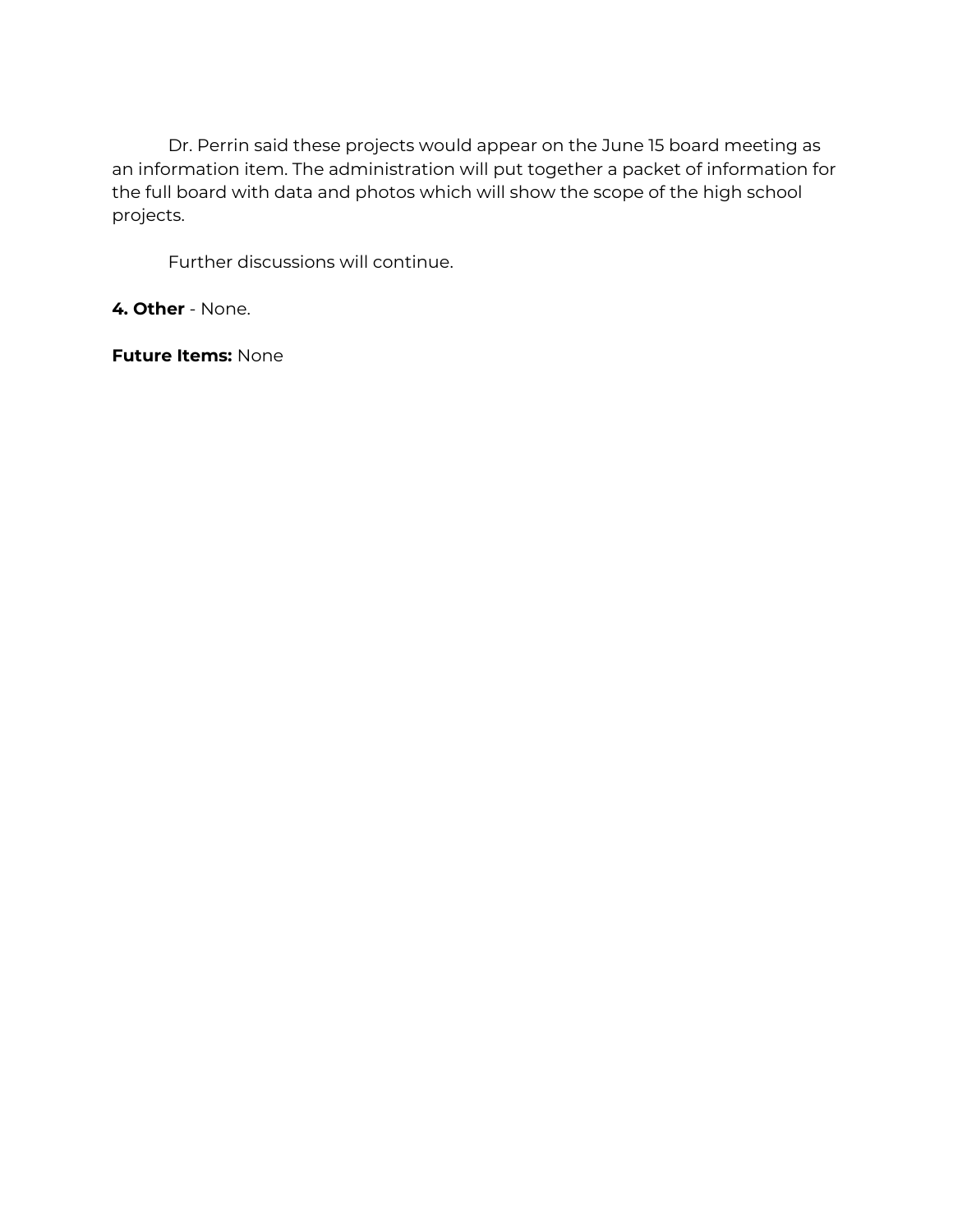Dr. Perrin said these projects would appear on the June 15 board meeting as an information item. The administration will put together a packet of information for the full board with data and photos which will show the scope of the high school projects.

Further discussions will continue.

**4. Other** - None.

**Future Items:** None